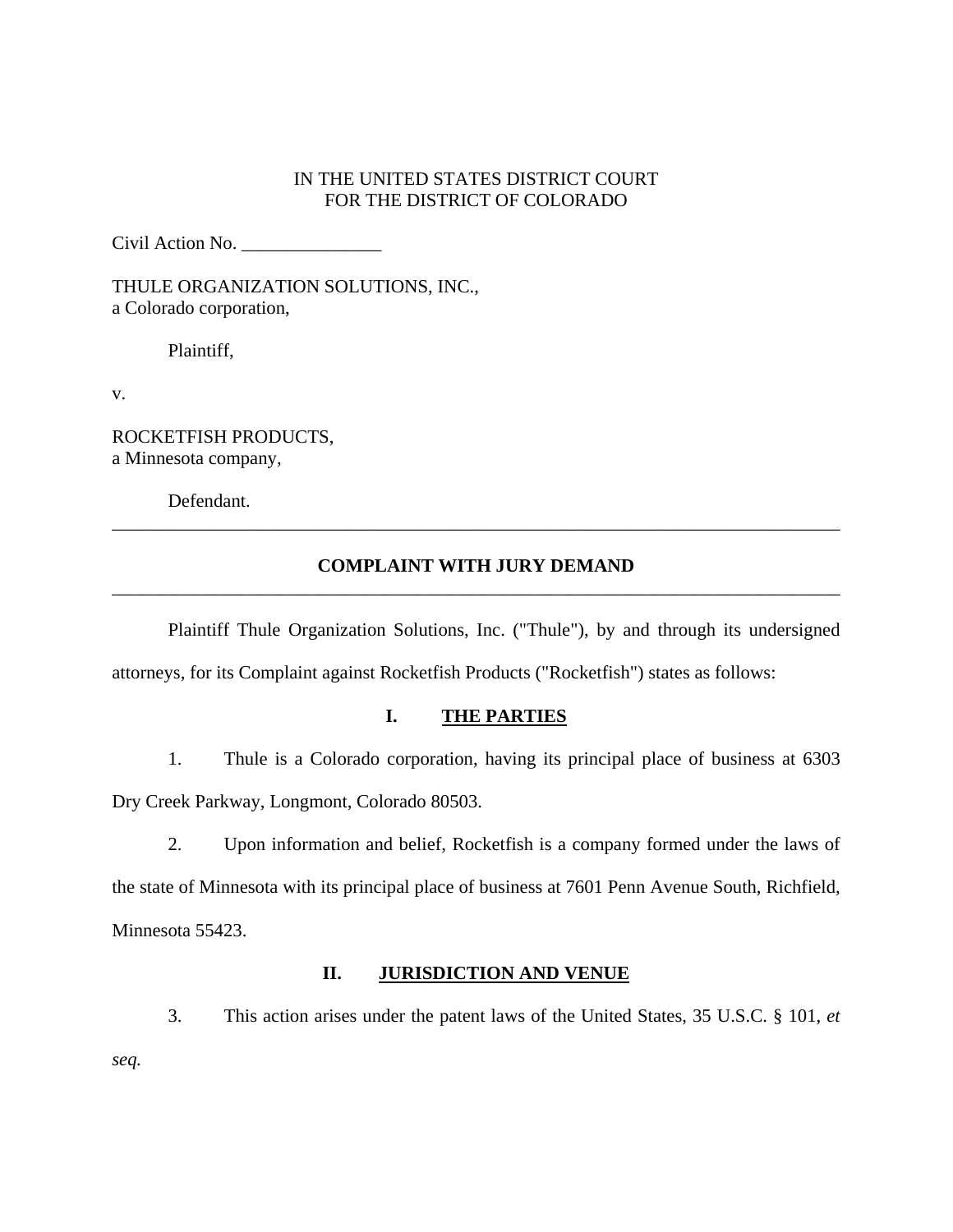IN THE UNITED STATES DISTRICT COURT
FOR THE DISTRICT OF COLORADO

Civil Action No. _______________

THULE ORGANIZATION SOLUTIONS, INC.,
a Colorado corporation,

Plaintiff,

v.

ROCKETFISH PRODUCTS,
a Minnesota company,

Defendant.

---

**COMPLAINT WITH JURY DEMAND**

---

Plaintiff Thule Organization Solutions, Inc. ("Thule"), by and through its undersigned attorneys, for its Complaint against Rocketfish Products ("Rocketfish") states as follows:

## I. THE PARTIES

1. Thule is a Colorado corporation, having its principal place of business at 6303 Dry Creek Parkway, Longmont, Colorado 80503.

2. Upon information and belief, Rocketfish is a company formed under the laws of the state of Minnesota with its principal place of business at 7601 Penn Avenue South, Richfield, Minnesota 55423.

## II. JURISDICTION AND VENUE

3. This action arises under the patent laws of the United States, 35 U.S.C. § 101, *et seq.*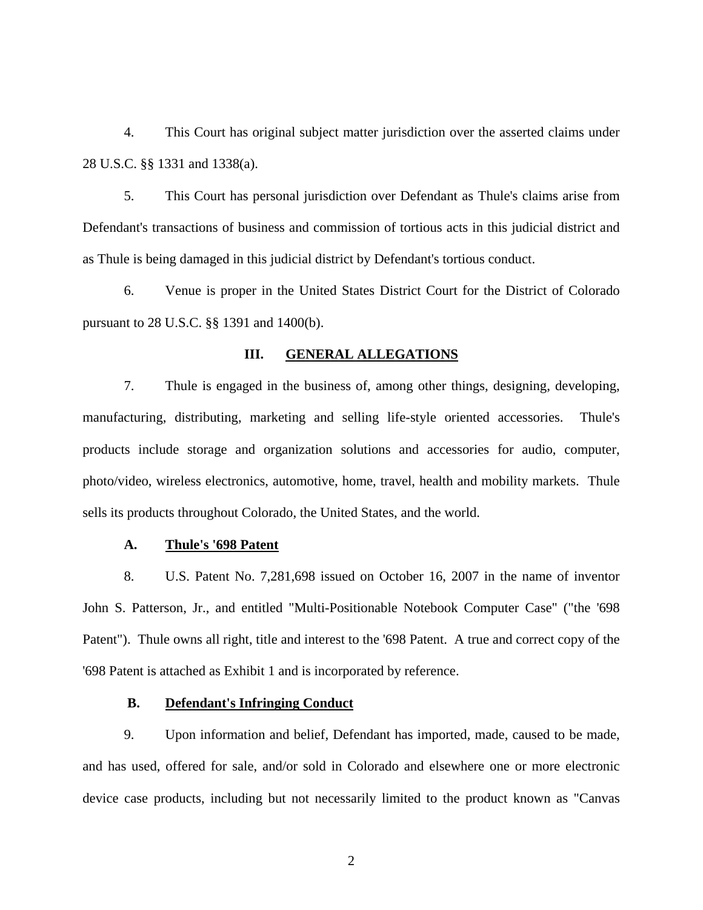4. This Court has original subject matter jurisdiction over the asserted claims under 28 U.S.C. §§ 1331 and 1338(a).

5. This Court has personal jurisdiction over Defendant as Thule's claims arise from Defendant's transactions of business and commission of tortious acts in this judicial district and as Thule is being damaged in this judicial district by Defendant's tortious conduct.

6. Venue is proper in the United States District Court for the District of Colorado pursuant to 28 U.S.C. §§ 1391 and 1400(b).

## III. GENERAL ALLEGATIONS

7. Thule is engaged in the business of, among other things, designing, developing, manufacturing, distributing, marketing and selling life-style oriented accessories. Thule's products include storage and organization solutions and accessories for audio, computer, photo/video, wireless electronics, automotive, home, travel, health and mobility markets. Thule sells its products throughout Colorado, the United States, and the world.

### A. Thule's '698 Patent

8. U.S. Patent No. 7,281,698 issued on October 16, 2007 in the name of inventor John S. Patterson, Jr., and entitled "Multi-Positionable Notebook Computer Case" ("the '698 Patent"). Thule owns all right, title and interest to the '698 Patent. A true and correct copy of the '698 Patent is attached as Exhibit 1 and is incorporated by reference.

### B. Defendant's Infringing Conduct

9. Upon information and belief, Defendant has imported, made, caused to be made, and has used, offered for sale, and/or sold in Colorado and elsewhere one or more electronic device case products, including but not necessarily limited to the product known as "Canvas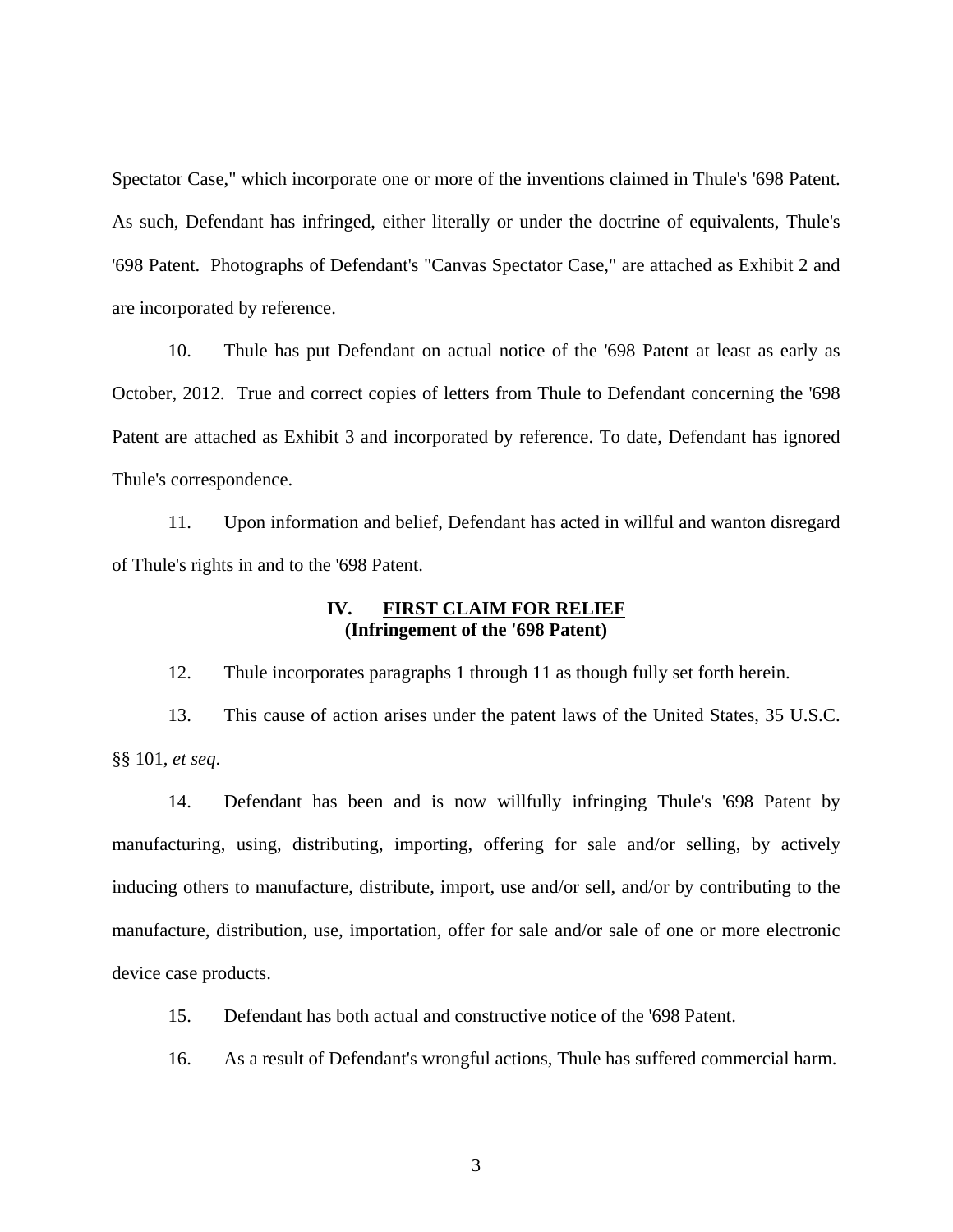Spectator Case," which incorporate one or more of the inventions claimed in Thule's '698 Patent. As such, Defendant has infringed, either literally or under the doctrine of equivalents, Thule's '698 Patent. Photographs of Defendant's "Canvas Spectator Case," are attached as Exhibit 2 and are incorporated by reference.

10. Thule has put Defendant on actual notice of the '698 Patent at least as early as October, 2012. True and correct copies of letters from Thule to Defendant concerning the '698 Patent are attached as Exhibit 3 and incorporated by reference. To date, Defendant has ignored Thule's correspondence.

11. Upon information and belief, Defendant has acted in willful and wanton disregard of Thule's rights in and to the '698 Patent.

## IV. FIRST CLAIM FOR RELIEF
**(Infringement of the '698 Patent)**

12. Thule incorporates paragraphs 1 through 11 as though fully set forth herein.

13. This cause of action arises under the patent laws of the United States, 35 U.S.C. §§ 101, *et seq*.

14. Defendant has been and is now willfully infringing Thule's '698 Patent by manufacturing, using, distributing, importing, offering for sale and/or selling, by actively inducing others to manufacture, distribute, import, use and/or sell, and/or by contributing to the manufacture, distribution, use, importation, offer for sale and/or sale of one or more electronic device case products.

15. Defendant has both actual and constructive notice of the '698 Patent.

16. As a result of Defendant's wrongful actions, Thule has suffered commercial harm.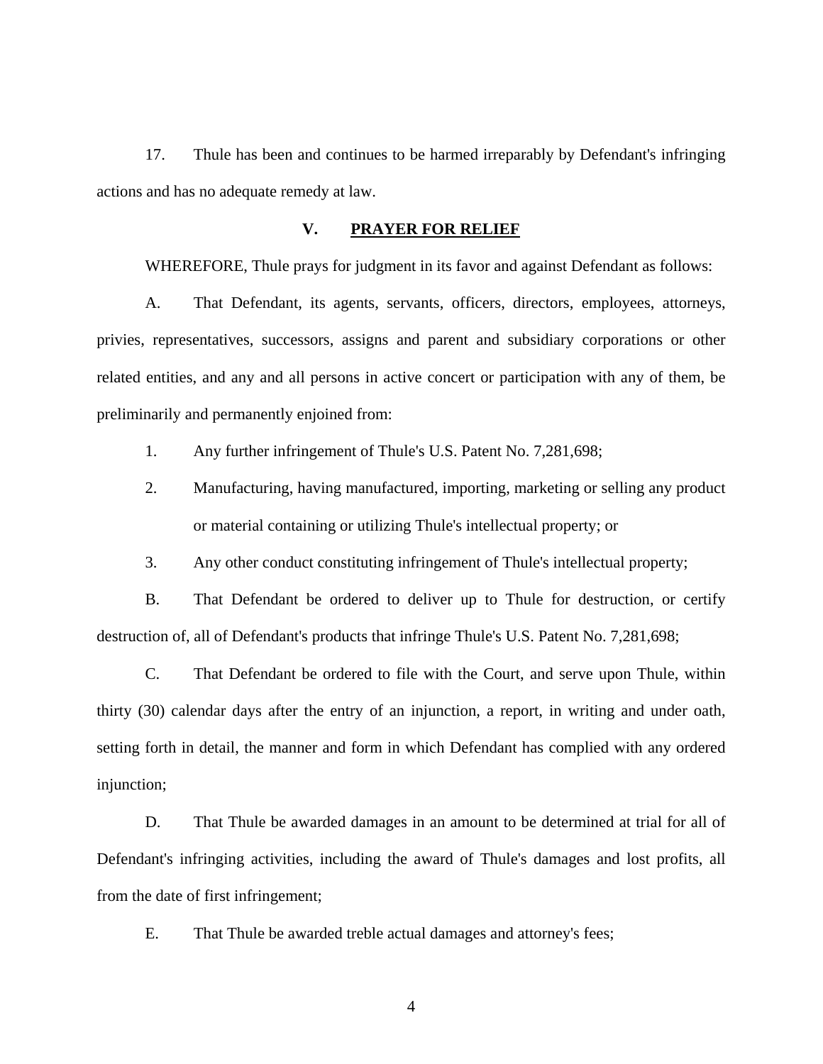17. Thule has been and continues to be harmed irreparably by Defendant's infringing actions and has no adequate remedy at law.

## V. PRAYER FOR RELIEF

WHEREFORE, Thule prays for judgment in its favor and against Defendant as follows:

A. That Defendant, its agents, servants, officers, directors, employees, attorneys, privies, representatives, successors, assigns and parent and subsidiary corporations or other related entities, and any and all persons in active concert or participation with any of them, be preliminarily and permanently enjoined from:

1. Any further infringement of Thule's U.S. Patent No. 7,281,698;
2. Manufacturing, having manufactured, importing, marketing or selling any product or material containing or utilizing Thule's intellectual property; or
3. Any other conduct constituting infringement of Thule's intellectual property;

B. That Defendant be ordered to deliver up to Thule for destruction, or certify destruction of, all of Defendant's products that infringe Thule's U.S. Patent No. 7,281,698;

C. That Defendant be ordered to file with the Court, and serve upon Thule, within thirty (30) calendar days after the entry of an injunction, a report, in writing and under oath, setting forth in detail, the manner and form in which Defendant has complied with any ordered injunction;

D. That Thule be awarded damages in an amount to be determined at trial for all of Defendant's infringing activities, including the award of Thule's damages and lost profits, all from the date of first infringement;

E. That Thule be awarded treble actual damages and attorney's fees;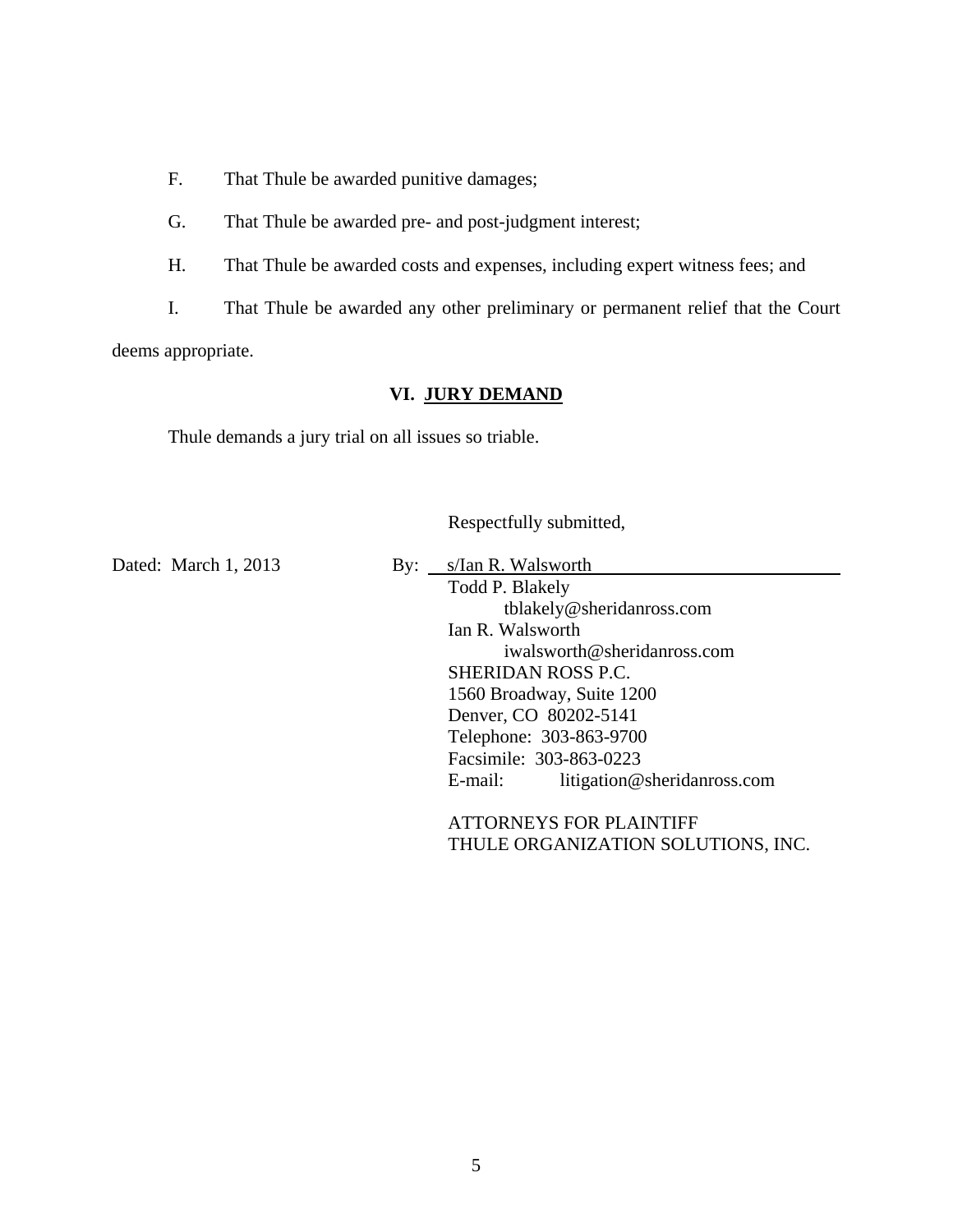F. That Thule be awarded punitive damages;

G. That Thule be awarded pre- and post-judgment interest;

H. That Thule be awarded costs and expenses, including expert witness fees; and

I. That Thule be awarded any other preliminary or permanent relief that the Court deems appropriate.

## VI. JURY DEMAND

Thule demands a jury trial on all issues so triable.

Respectfully submitted,

Dated: March 1, 2013

By: s/Ian R. Walsworth
Todd P. Blakely
tblakely@sheridanross.com
Ian R. Walsworth
iwalsworth@sheridanross.com
SHERIDAN ROSS P.C.
1560 Broadway, Suite 1200
Denver, CO 80202-5141
Telephone: 303-863-9700
Facsimile: 303-863-0223
E-mail: litigation@sheridanross.com

ATTORNEYS FOR PLAINTIFF
THULE ORGANIZATION SOLUTIONS, INC.